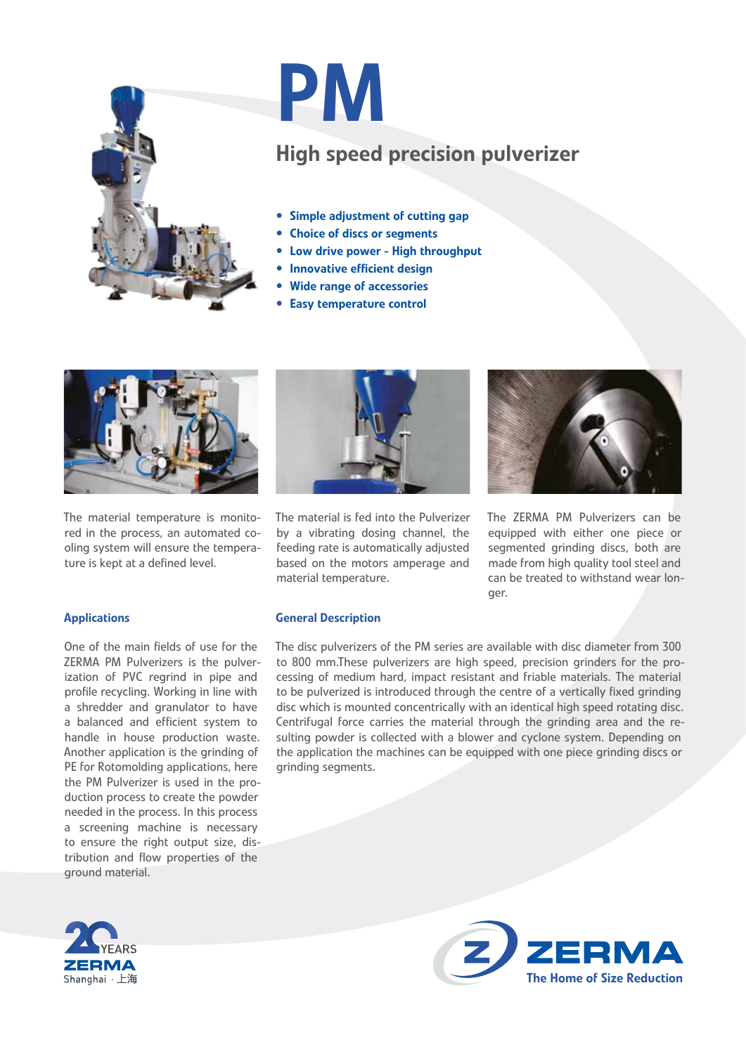# PM

## High speed precision pulverizer

- Simple adjustment of cutting gap
- Choice of discs or segments
- Low drive power - High throughput
- Innovative efficient design
- Wide range of accessories
- Easy temperature control

The material temperature is monitored in the process, an automated cooling system will ensure the temperature is kept at a defined level.

The material is fed into the Pulverizer by a vibrating dosing channel, the feeding rate is automatically adjusted based on the motors amperage and material temperature.

The ZERMA PM Pulverizers can be equipped with either one piece or segmented grinding discs, both are made from high quality tool steel and can be treated to withstand wear longer.

### Applications

One of the main fields of use for the ZERMA PM Pulverizers is the pulverization of PVC regrind in pipe and profile recycling. Working in line with a shredder and granulator to have a balanced and efficient system to handle in house production waste. Another application is the grinding of PE for Rotomolding applications, here the PM Pulverizer is used in the production process to create the powder needed in the process. In this process a screening machine is necessary to ensure the right output size, distribution and flow properties of the ground material.

### General Description

The disc pulverizers of the PM series are available with disc diameter from 300 to 800 mm.These pulverizers are high speed, precision grinders for the processing of medium hard, impact resistant and friable materials. The material to be pulverized is introduced through the centre of a vertically fixed grinding disc which is mounted concentrically with an identical high speed rotating disc. Centrifugal force carries the material through the grinding area and the resulting powder is collected with a blower and cyclone system. Depending on the application the machines can be equipped with one piece grinding discs or grinding segments.

20 YEARS ZERMA Shanghai · 上海

ZERMA The Home of Size Reduction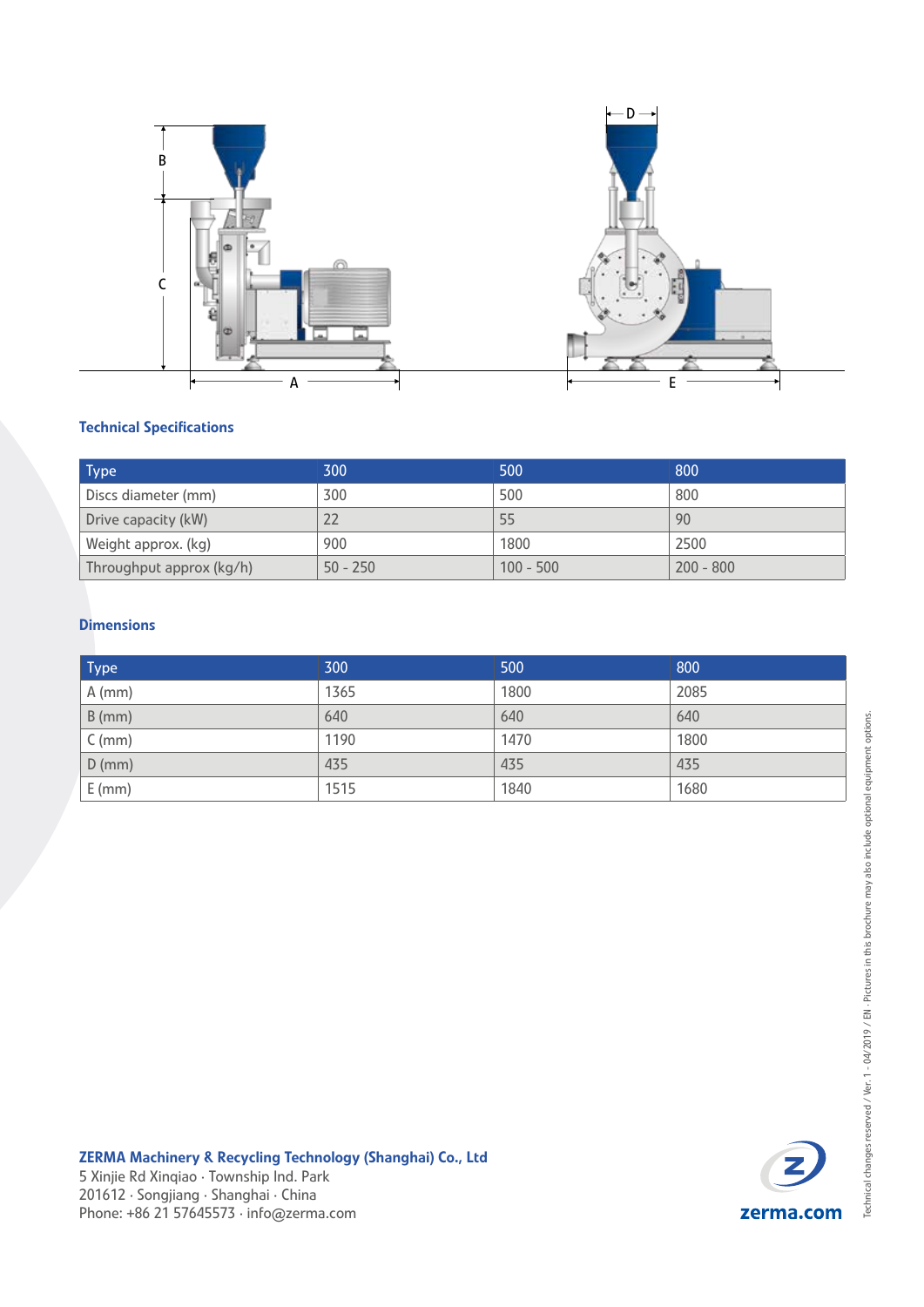B

C

A

D

E

### Technical Specifications

| Type | 300 | 500 | 800 |
|---|---|---|---|
| Discs diameter (mm) | 300 | 500 | 800 |
| Drive capacity (kW) | 22 | 55 | 90 |
| Weight approx. (kg) | 900 | 1800 | 2500 |
| Throughput approx (kg/h) | 50 - 250 | 100 - 500 | 200 - 800 |

### Dimensions

| Type | 300 | 500 | 800 |
|---|---|---|---|
| A (mm) | 1365 | 1800 | 2085 |
| B (mm) | 640 | 640 | 640 |
| C (mm) | 1190 | 1470 | 1800 |
| D (mm) | 435 | 435 | 435 |
| E (mm) | 1515 | 1840 | 1680 |

**ZERMA Machinery & Recycling Technology (Shanghai) Co., Ltd**
5 Xinjie Rd Xinqiao · Township Ind. Park
201612 · Songjiang · Shanghai · China
Phone: +86 21 57645573 · info@zerma.com

zerma.com

Technical changes reserved / Ver. 1 - 04/2019 / EN · Pictures in this brochure may also include optional equipment options.